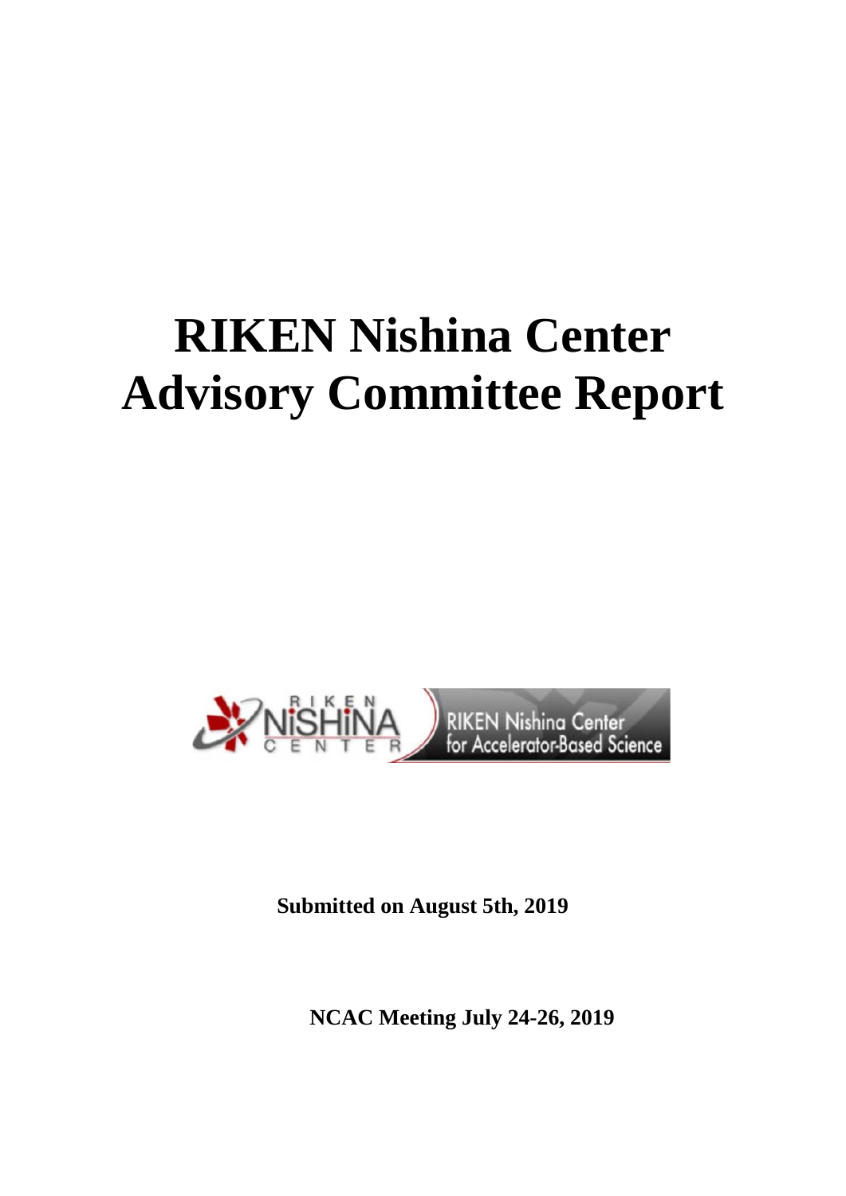# RIKEN Nishina Center Advisory Committee Report

**Submitted on August 5th, 2019**

**NCAC Meeting July 24-26, 2019**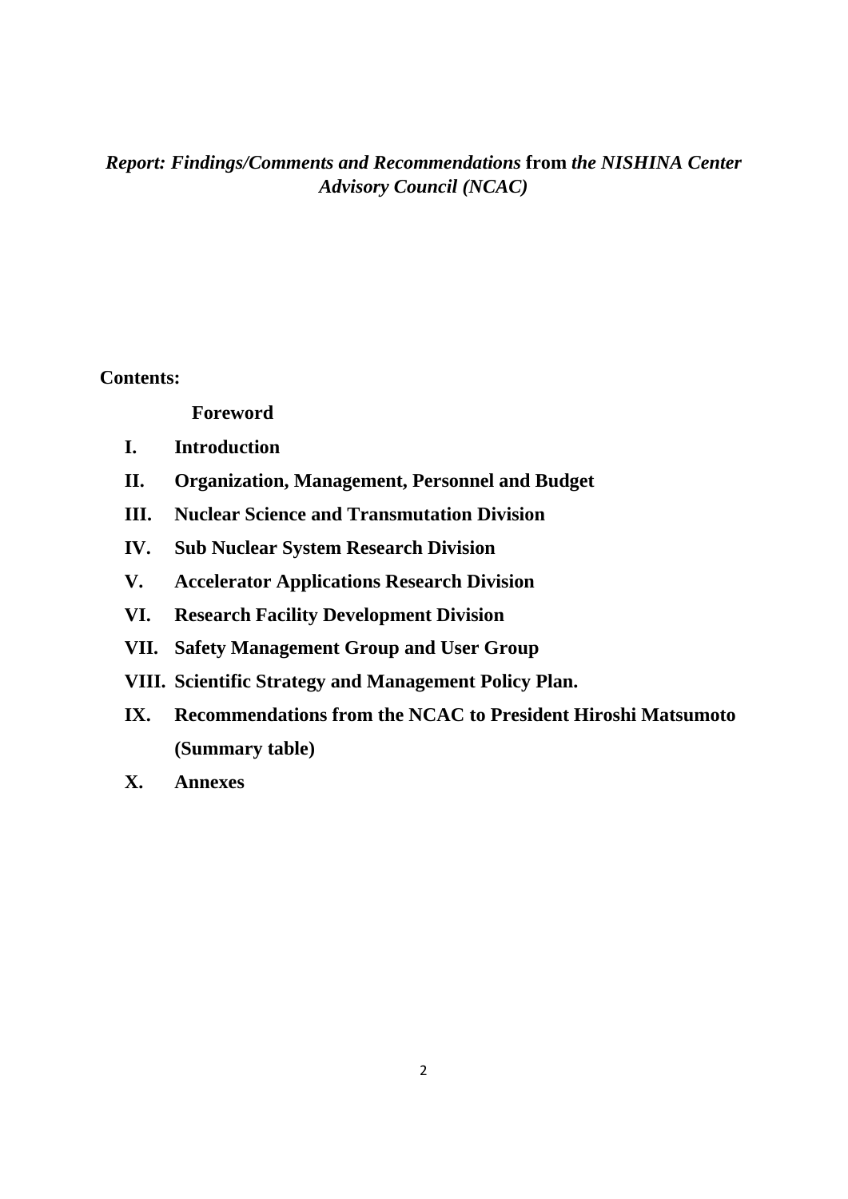# *Report: Findings/Comments and Recommendations* from *the NISHINA Center Advisory Council (NCAC)*

**Contents:**

**Foreword**

- **I. Introduction**
- **II. Organization, Management, Personnel and Budget**
- **III. Nuclear Science and Transmutation Division**
- **IV. Sub Nuclear System Research Division**
- **V. Accelerator Applications Research Division**
- **VI. Research Facility Development Division**
- **VII. Safety Management Group and User Group**
- **VIII. Scientific Strategy and Management Policy Plan.**
- **IX. Recommendations from the NCAC to President Hiroshi Matsumoto (Summary table)**
- **X. Annexes**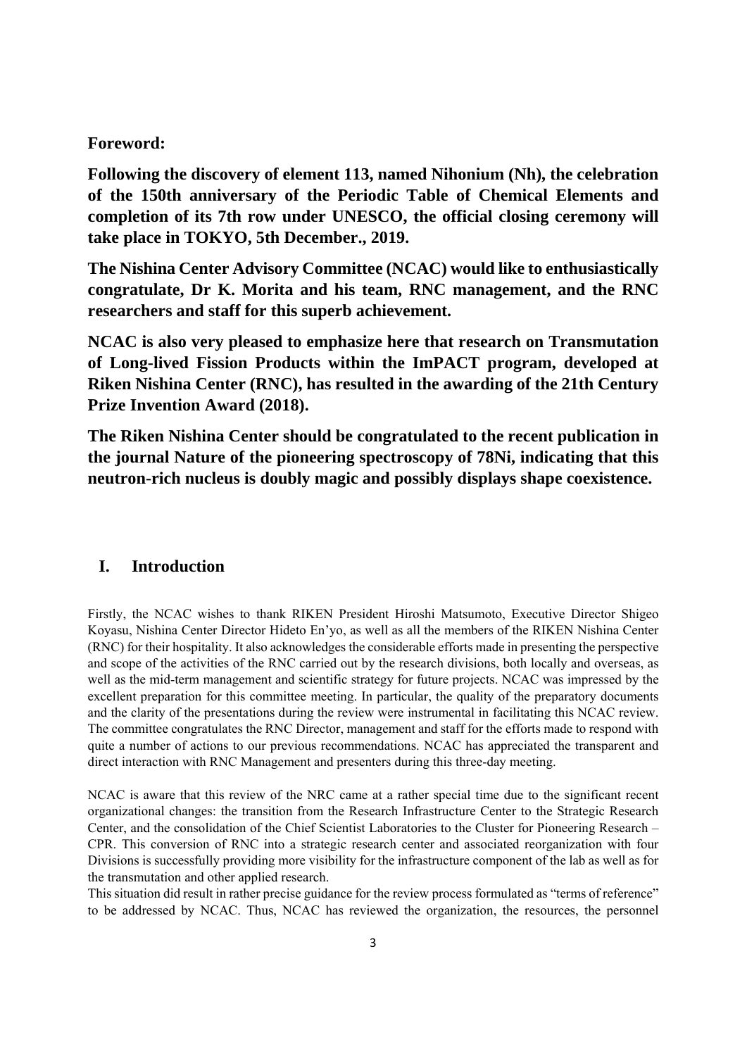**Foreword:**

**Following the discovery of element 113, named Nihonium (Nh), the celebration of the 150th anniversary of the Periodic Table of Chemical Elements and completion of its 7th row under UNESCO, the official closing ceremony will take place in TOKYO, 5th December., 2019.**

**The Nishina Center Advisory Committee (NCAC) would like to enthusiastically congratulate, Dr K. Morita and his team, RNC management, and the RNC researchers and staff for this superb achievement.**

**NCAC is also very pleased to emphasize here that research on Transmutation of Long-lived Fission Products within the ImPACT program, developed at Riken Nishina Center (RNC), has resulted in the awarding of the 21th Century Prize Invention Award (2018).**

**The Riken Nishina Center should be congratulated to the recent publication in the journal Nature of the pioneering spectroscopy of 78Ni, indicating that this neutron-rich nucleus is doubly magic and possibly displays shape coexistence.**

# I. Introduction

Firstly, the NCAC wishes to thank RIKEN President Hiroshi Matsumoto, Executive Director Shigeo Koyasu, Nishina Center Director Hideto En'yo, as well as all the members of the RIKEN Nishina Center (RNC) for their hospitality. It also acknowledges the considerable efforts made in presenting the perspective and scope of the activities of the RNC carried out by the research divisions, both locally and overseas, as well as the mid-term management and scientific strategy for future projects. NCAC was impressed by the excellent preparation for this committee meeting. In particular, the quality of the preparatory documents and the clarity of the presentations during the review were instrumental in facilitating this NCAC review. The committee congratulates the RNC Director, management and staff for the efforts made to respond with quite a number of actions to our previous recommendations. NCAC has appreciated the transparent and direct interaction with RNC Management and presenters during this three-day meeting.

NCAC is aware that this review of the NRC came at a rather special time due to the significant recent organizational changes: the transition from the Research Infrastructure Center to the Strategic Research Center, and the consolidation of the Chief Scientist Laboratories to the Cluster for Pioneering Research – CPR. This conversion of RNC into a strategic research center and associated reorganization with four Divisions is successfully providing more visibility for the infrastructure component of the lab as well as for the transmutation and other applied research.

This situation did result in rather precise guidance for the review process formulated as "terms of reference" to be addressed by NCAC. Thus, NCAC has reviewed the organization, the resources, the personnel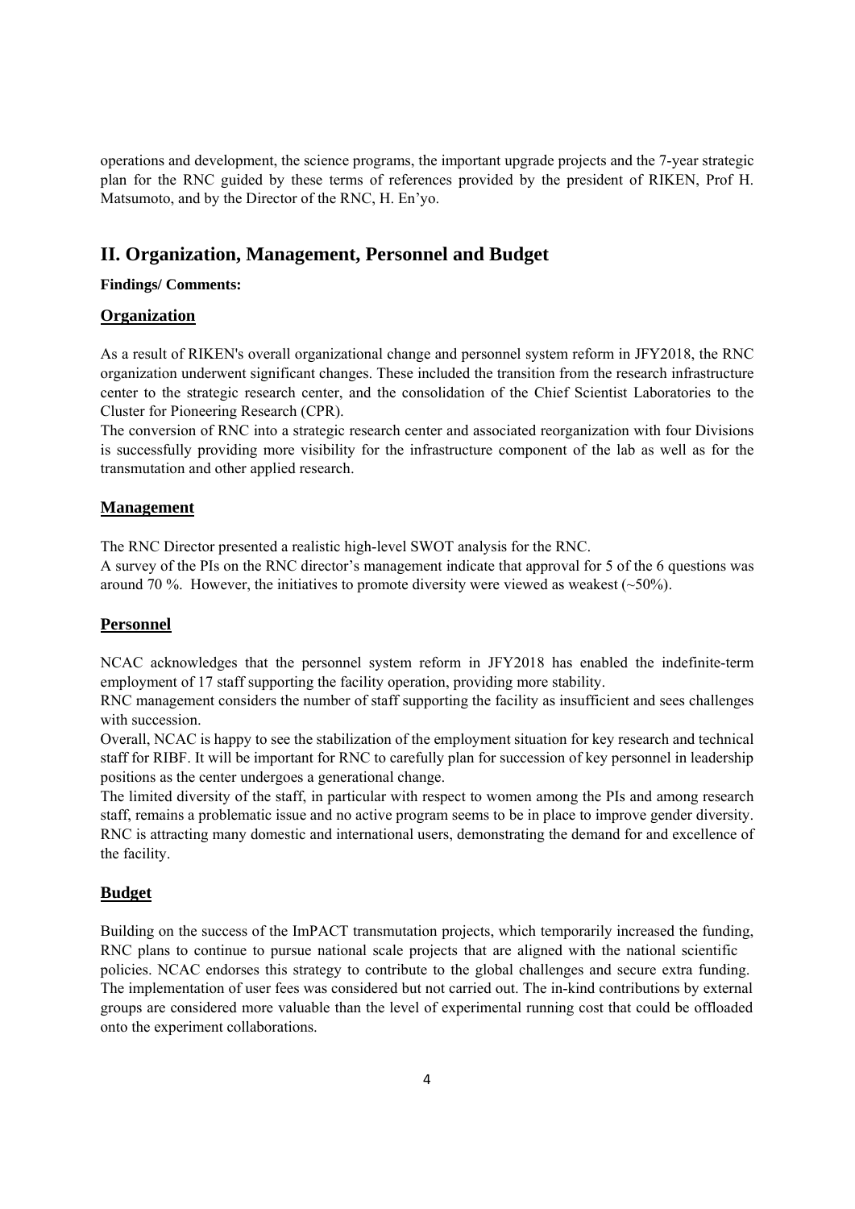operations and development, the science programs, the important upgrade projects and the 7-year strategic plan for the RNC guided by these terms of references provided by the president of RIKEN, Prof H. Matsumoto, and by the Director of the RNC, H. En'yo.

## II. Organization, Management, Personnel and Budget

**Findings/ Comments:**

### Organization

As a result of RIKEN's overall organizational change and personnel system reform in JFY2018, the RNC organization underwent significant changes. These included the transition from the research infrastructure center to the strategic research center, and the consolidation of the Chief Scientist Laboratories to the Cluster for Pioneering Research (CPR).

The conversion of RNC into a strategic research center and associated reorganization with four Divisions is successfully providing more visibility for the infrastructure component of the lab as well as for the transmutation and other applied research.

### Management

The RNC Director presented a realistic high-level SWOT analysis for the RNC.

A survey of the PIs on the RNC director's management indicate that approval for 5 of the 6 questions was around 70 %. However, the initiatives to promote diversity were viewed as weakest (~50%).

### Personnel

NCAC acknowledges that the personnel system reform in JFY2018 has enabled the indefinite-term employment of 17 staff supporting the facility operation, providing more stability.

RNC management considers the number of staff supporting the facility as insufficient and sees challenges with succession.

Overall, NCAC is happy to see the stabilization of the employment situation for key research and technical staff for RIBF. It will be important for RNC to carefully plan for succession of key personnel in leadership positions as the center undergoes a generational change.

The limited diversity of the staff, in particular with respect to women among the PIs and among research staff, remains a problematic issue and no active program seems to be in place to improve gender diversity.

RNC is attracting many domestic and international users, demonstrating the demand for and excellence of the facility.

### Budget

Building on the success of the ImPACT transmutation projects, which temporarily increased the funding, RNC plans to continue to pursue national scale projects that are aligned with the national scientific policies. NCAC endorses this strategy to contribute to the global challenges and secure extra funding. The implementation of user fees was considered but not carried out. The in-kind contributions by external groups are considered more valuable than the level of experimental running cost that could be offloaded onto the experiment collaborations.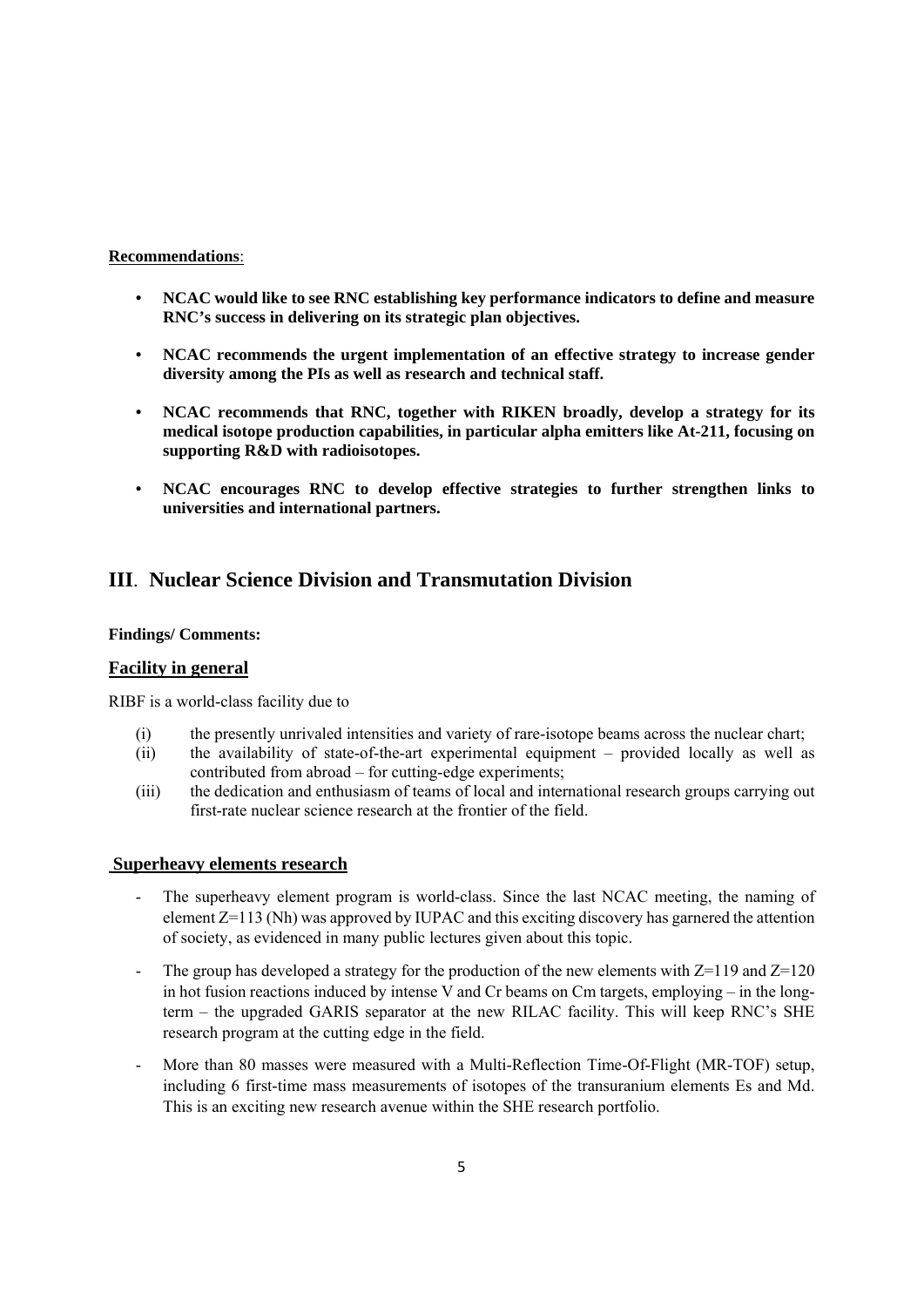**Recommendations**:

- **NCAC would like to see RNC establishing key performance indicators to define and measure RNC's success in delivering on its strategic plan objectives.**

- **NCAC recommends the urgent implementation of an effective strategy to increase gender diversity among the PIs as well as research and technical staff.**

- **NCAC recommends that RNC, together with RIKEN broadly, develop a strategy for its medical isotope production capabilities, in particular alpha emitters like At-211, focusing on supporting R&D with radioisotopes.**

- **NCAC encourages RNC to develop effective strategies to further strengthen links to universities and international partners.**

## III. Nuclear Science Division and Transmutation Division

**Findings/ Comments:**

### Facility in general

RIBF is a world-class facility due to

(i) the presently unrivaled intensities and variety of rare-isotope beams across the nuclear chart;

(ii) the availability of state-of-the-art experimental equipment – provided locally as well as contributed from abroad – for cutting-edge experiments;

(iii) the dedication and enthusiasm of teams of local and international research groups carrying out first-rate nuclear science research at the frontier of the field.

### Superheavy elements research

- The superheavy element program is world-class. Since the last NCAC meeting, the naming of element Z=113 (Nh) was approved by IUPAC and this exciting discovery has garnered the attention of society, as evidenced in many public lectures given about this topic.

- The group has developed a strategy for the production of the new elements with Z=119 and Z=120 in hot fusion reactions induced by intense V and Cr beams on Cm targets, employing – in the long-term – the upgraded GARIS separator at the new RILAC facility. This will keep RNC's SHE research program at the cutting edge in the field.

- More than 80 masses were measured with a Multi-Reflection Time-Of-Flight (MR-TOF) setup, including 6 first-time mass measurements of isotopes of the transuranium elements Es and Md. This is an exciting new research avenue within the SHE research portfolio.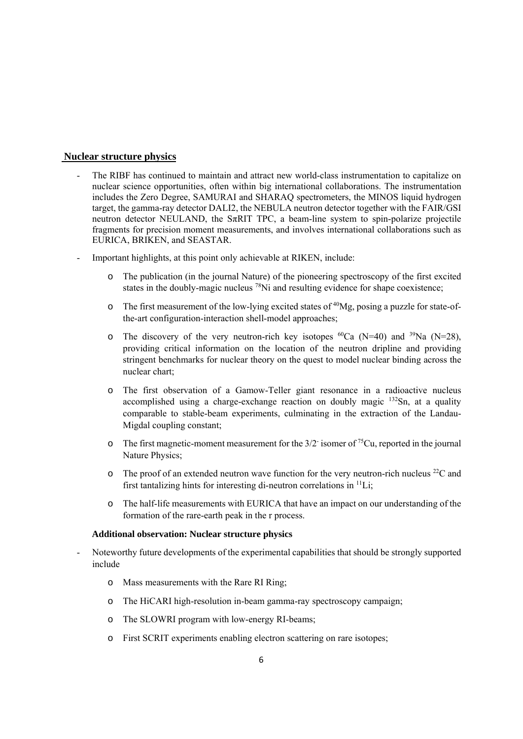## Nuclear structure physics

- The RIBF has continued to maintain and attract new world-class instrumentation to capitalize on nuclear science opportunities, often within big international collaborations. The instrumentation includes the Zero Degree, SAMURAI and SHARAQ spectrometers, the MINOS liquid hydrogen target, the gamma-ray detector DALI2, the NEBULA neutron detector together with the FAIR/GSI neutron detector NEULAND, the SπRIT TPC, a beam-line system to spin-polarize projectile fragments for precision moment measurements, and involves international collaborations such as EURICA, BRIKEN, and SEASTAR.
- Important highlights, at this point only achievable at RIKEN, include:
  - The publication (in the journal Nature) of the pioneering spectroscopy of the first excited states in the doubly-magic nucleus $^{78}$Ni and resulting evidence for shape coexistence;
  - The first measurement of the low-lying excited states of $^{40}$Mg, posing a puzzle for state-of-the-art configuration-interaction shell-model approaches;
  - The discovery of the very neutron-rich key isotopes $^{60}$Ca (N=40) and $^{39}$Na (N=28), providing critical information on the location of the neutron dripline and providing stringent benchmarks for nuclear theory on the quest to model nuclear binding across the nuclear chart;
  - The first observation of a Gamow-Teller giant resonance in a radioactive nucleus accomplished using a charge-exchange reaction on doubly magic $^{132}$Sn, at a quality comparable to stable-beam experiments, culminating in the extraction of the Landau-Migdal coupling constant;
  - The first magnetic-moment measurement for the $3/2^-$ isomer of $^{75}$Cu, reported in the journal Nature Physics;
  - The proof of an extended neutron wave function for the very neutron-rich nucleus $^{22}$C and first tantalizing hints for interesting di-neutron correlations in $^{11}$Li;
  - The half-life measurements with EURICA that have an impact on our understanding of the formation of the rare-earth peak in the r process.

**Additional observation: Nuclear structure physics**

- Noteworthy future developments of the experimental capabilities that should be strongly supported include
  - Mass measurements with the Rare RI Ring;
  - The HiCARI high-resolution in-beam gamma-ray spectroscopy campaign;
  - The SLOWRI program with low-energy RI-beams;
  - First SCRIT experiments enabling electron scattering on rare isotopes;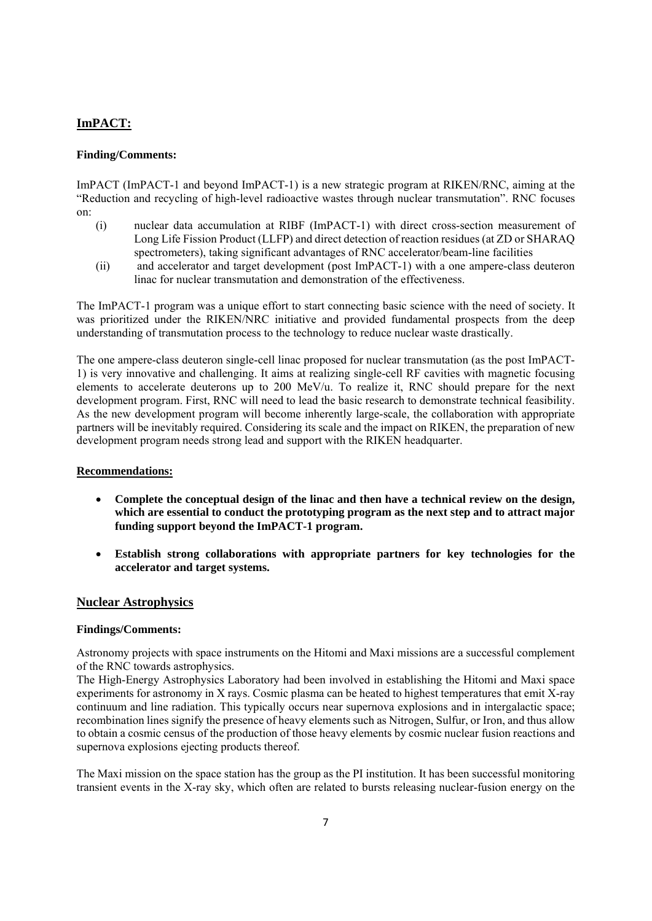## ImPACT:

**Finding/Comments:**

ImPACT (ImPACT-1 and beyond ImPACT-1) is a new strategic program at RIKEN/RNC, aiming at the "Reduction and recycling of high-level radioactive wastes through nuclear transmutation". RNC focuses on:

(i) nuclear data accumulation at RIBF (ImPACT-1) with direct cross-section measurement of Long Life Fission Product (LLFP) and direct detection of reaction residues (at ZD or SHARAQ spectrometers), taking significant advantages of RNC accelerator/beam-line facilities

(ii) and accelerator and target development (post ImPACT-1) with a one ampere-class deuteron linac for nuclear transmutation and demonstration of the effectiveness.

The ImPACT-1 program was a unique effort to start connecting basic science with the need of society. It was prioritized under the RIKEN/NRC initiative and provided fundamental prospects from the deep understanding of transmutation process to the technology to reduce nuclear waste drastically.

The one ampere-class deuteron single-cell linac proposed for nuclear transmutation (as the post ImPACT-1) is very innovative and challenging. It aims at realizing single-cell RF cavities with magnetic focusing elements to accelerate deuterons up to 200 MeV/u. To realize it, RNC should prepare for the next development program. First, RNC will need to lead the basic research to demonstrate technical feasibility. As the new development program will become inherently large-scale, the collaboration with appropriate partners will be inevitably required. Considering its scale and the impact on RIKEN, the preparation of new development program needs strong lead and support with the RIKEN headquarter.

**Recommendations:**

- **Complete the conceptual design of the linac and then have a technical review on the design, which are essential to conduct the prototyping program as the next step and to attract major funding support beyond the ImPACT-1 program.**

- **Establish strong collaborations with appropriate partners for key technologies for the accelerator and target systems.**

## Nuclear Astrophysics

**Findings/Comments:**

Astronomy projects with space instruments on the Hitomi and Maxi missions are a successful complement of the RNC towards astrophysics.
The High-Energy Astrophysics Laboratory had been involved in establishing the Hitomi and Maxi space experiments for astronomy in X rays. Cosmic plasma can be heated to highest temperatures that emit X-ray continuum and line radiation. This typically occurs near supernova explosions and in intergalactic space; recombination lines signify the presence of heavy elements such as Nitrogen, Sulfur, or Iron, and thus allow to obtain a cosmic census of the production of those heavy elements by cosmic nuclear fusion reactions and supernova explosions ejecting products thereof.

The Maxi mission on the space station has the group as the PI institution. It has been successful monitoring transient events in the X-ray sky, which often are related to bursts releasing nuclear-fusion energy on the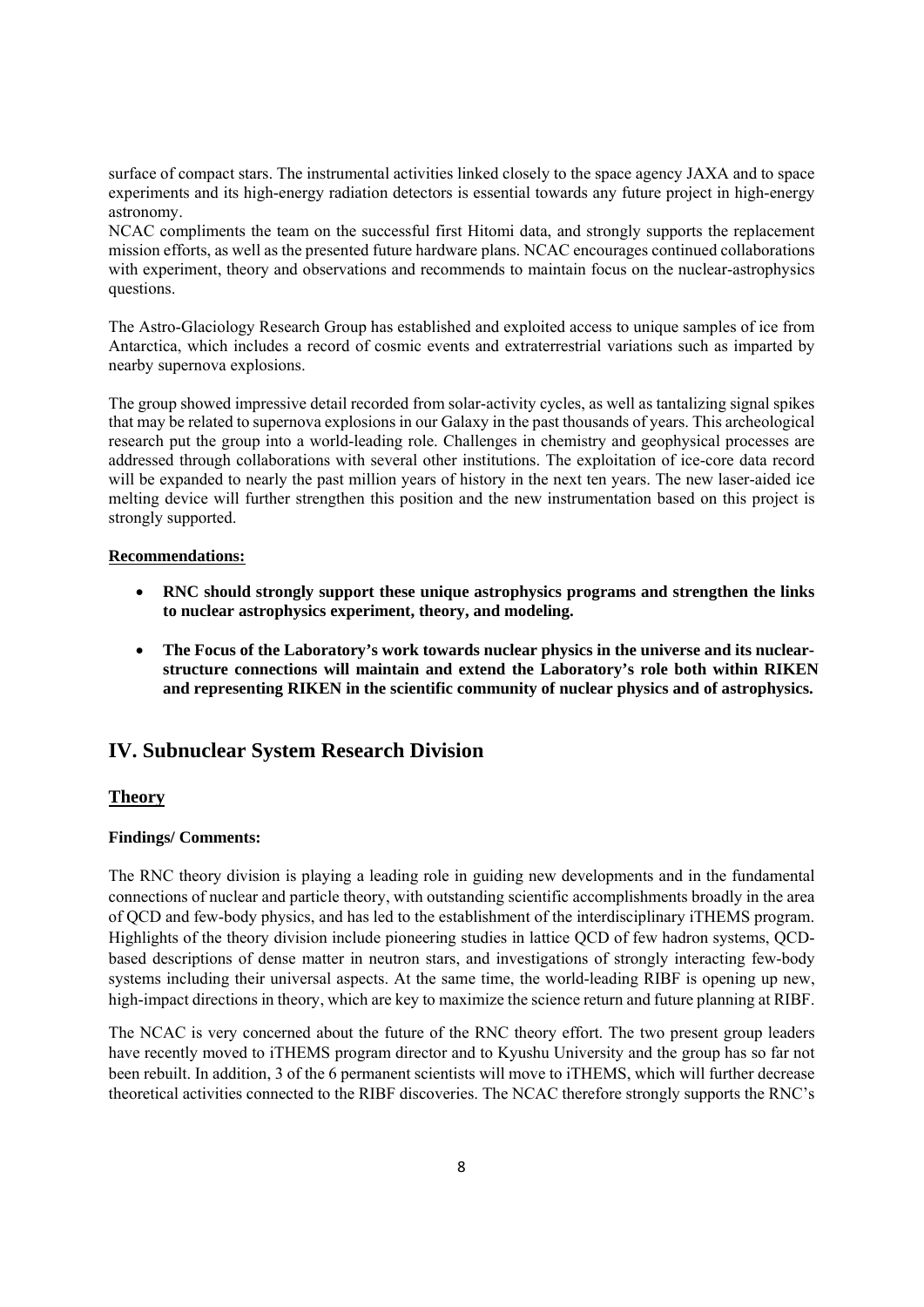surface of compact stars. The instrumental activities linked closely to the space agency JAXA and to space experiments and its high-energy radiation detectors is essential towards any future project in high-energy astronomy.
NCAC compliments the team on the successful first Hitomi data, and strongly supports the replacement mission efforts, as well as the presented future hardware plans. NCAC encourages continued collaborations with experiment, theory and observations and recommends to maintain focus on the nuclear-astrophysics questions.

The Astro-Glaciology Research Group has established and exploited access to unique samples of ice from Antarctica, which includes a record of cosmic events and extraterrestrial variations such as imparted by nearby supernova explosions.

The group showed impressive detail recorded from solar-activity cycles, as well as tantalizing signal spikes that may be related to supernova explosions in our Galaxy in the past thousands of years. This archeological research put the group into a world-leading role. Challenges in chemistry and geophysical processes are addressed through collaborations with several other institutions. The exploitation of ice-core data record will be expanded to nearly the past million years of history in the next ten years. The new laser-aided ice melting device will further strengthen this position and the new instrumentation based on this project is strongly supported.

**Recommendations:**

- **RNC should strongly support these unique astrophysics programs and strengthen the links to nuclear astrophysics experiment, theory, and modeling.**
- **The Focus of the Laboratory's work towards nuclear physics in the universe and its nuclear-structure connections will maintain and extend the Laboratory's role both within RIKEN and representing RIKEN in the scientific community of nuclear physics and of astrophysics.**

## IV. Subnuclear System Research Division

### Theory

**Findings/ Comments:**

The RNC theory division is playing a leading role in guiding new developments and in the fundamental connections of nuclear and particle theory, with outstanding scientific accomplishments broadly in the area of QCD and few-body physics, and has led to the establishment of the interdisciplinary iTHEMS program. Highlights of the theory division include pioneering studies in lattice QCD of few hadron systems, QCD-based descriptions of dense matter in neutron stars, and investigations of strongly interacting few-body systems including their universal aspects. At the same time, the world-leading RIBF is opening up new, high-impact directions in theory, which are key to maximize the science return and future planning at RIBF.

The NCAC is very concerned about the future of the RNC theory effort. The two present group leaders have recently moved to iTHEMS program director and to Kyushu University and the group has so far not been rebuilt. In addition, 3 of the 6 permanent scientists will move to iTHEMS, which will further decrease theoretical activities connected to the RIBF discoveries. The NCAC therefore strongly supports the RNC's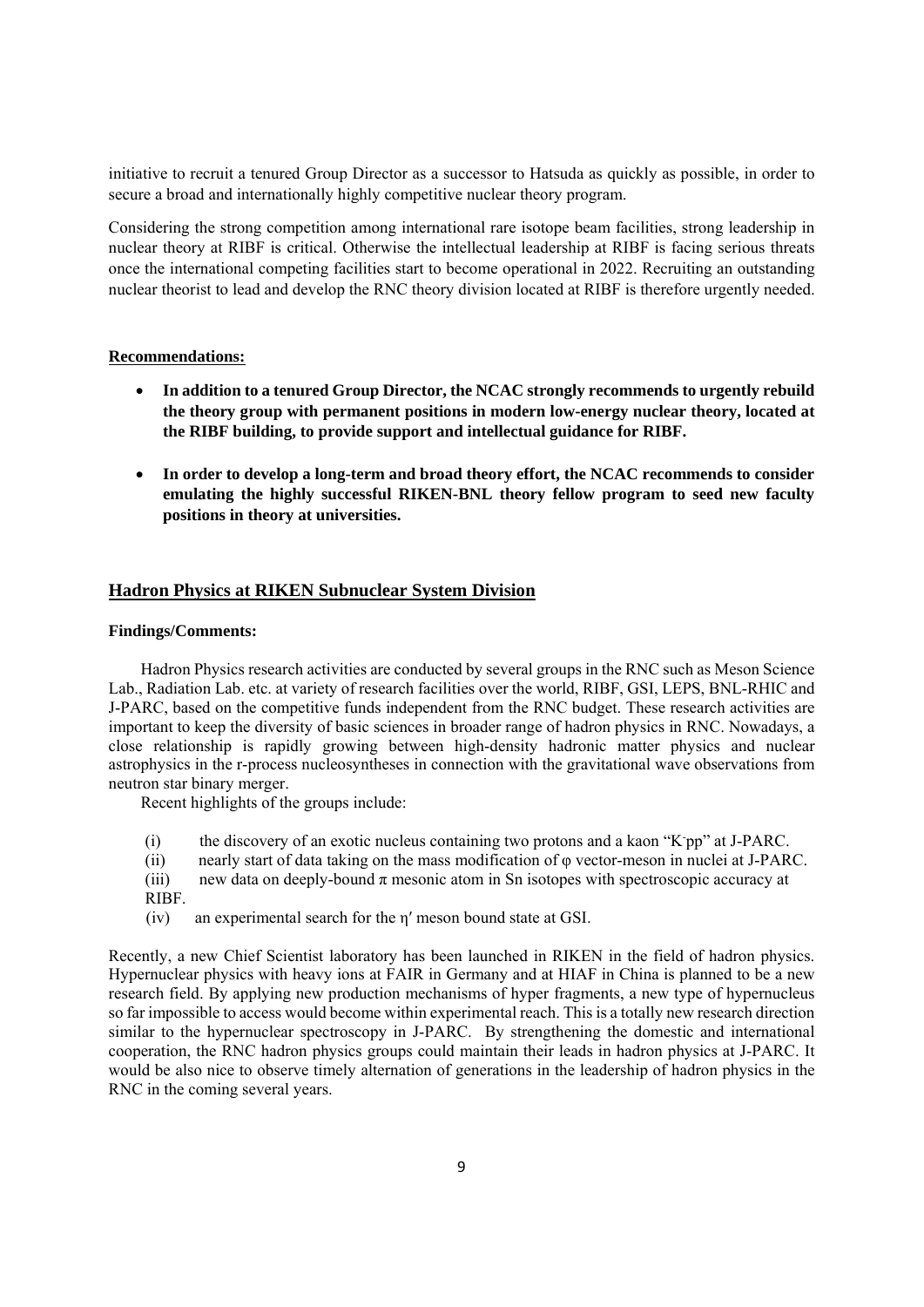initiative to recruit a tenured Group Director as a successor to Hatsuda as quickly as possible, in order to secure a broad and internationally highly competitive nuclear theory program.

Considering the strong competition among international rare isotope beam facilities, strong leadership in nuclear theory at RIBF is critical. Otherwise the intellectual leadership at RIBF is facing serious threats once the international competing facilities start to become operational in 2022. Recruiting an outstanding nuclear theorist to lead and develop the RNC theory division located at RIBF is therefore urgently needed.

**Recommendations:**

- **In addition to a tenured Group Director, the NCAC strongly recommends to urgently rebuild the theory group with permanent positions in modern low-energy nuclear theory, located at the RIBF building, to provide support and intellectual guidance for RIBF.**

- **In order to develop a long-term and broad theory effort, the NCAC recommends to consider emulating the highly successful RIKEN-BNL theory fellow program to seed new faculty positions in theory at universities.**

## Hadron Physics at RIKEN Subnuclear System Division

**Findings/Comments:**

Hadron Physics research activities are conducted by several groups in the RNC such as Meson Science Lab., Radiation Lab. etc. at variety of research facilities over the world, RIBF, GSI, LEPS, BNL-RHIC and J-PARC, based on the competitive funds independent from the RNC budget. These research activities are important to keep the diversity of basic sciences in broader range of hadron physics in RNC. Nowadays, a close relationship is rapidly growing between high-density hadronic matter physics and nuclear astrophysics in the r-process nucleosyntheses in connection with the gravitational wave observations from neutron star binary merger.

Recent highlights of the groups include:

(i) the discovery of an exotic nucleus containing two protons and a kaon "$K^-pp$" at J-PARC.
(ii) nearly start of data taking on the mass modification of $\varphi$ vector-meson in nuclei at J-PARC.
(iii) new data on deeply-bound $\pi$ mesonic atom in Sn isotopes with spectroscopic accuracy at RIBF.
(iv) an experimental search for the $\eta'$ meson bound state at GSI.

Recently, a new Chief Scientist laboratory has been launched in RIKEN in the field of hadron physics. Hypernuclear physics with heavy ions at FAIR in Germany and at HIAF in China is planned to be a new research field. By applying new production mechanisms of hyper fragments, a new type of hypernucleus so far impossible to access would become within experimental reach. This is a totally new research direction similar to the hypernuclear spectroscopy in J-PARC. By strengthening the domestic and international cooperation, the RNC hadron physics groups could maintain their leads in hadron physics at J-PARC. It would be also nice to observe timely alternation of generations in the leadership of hadron physics in the RNC in the coming several years.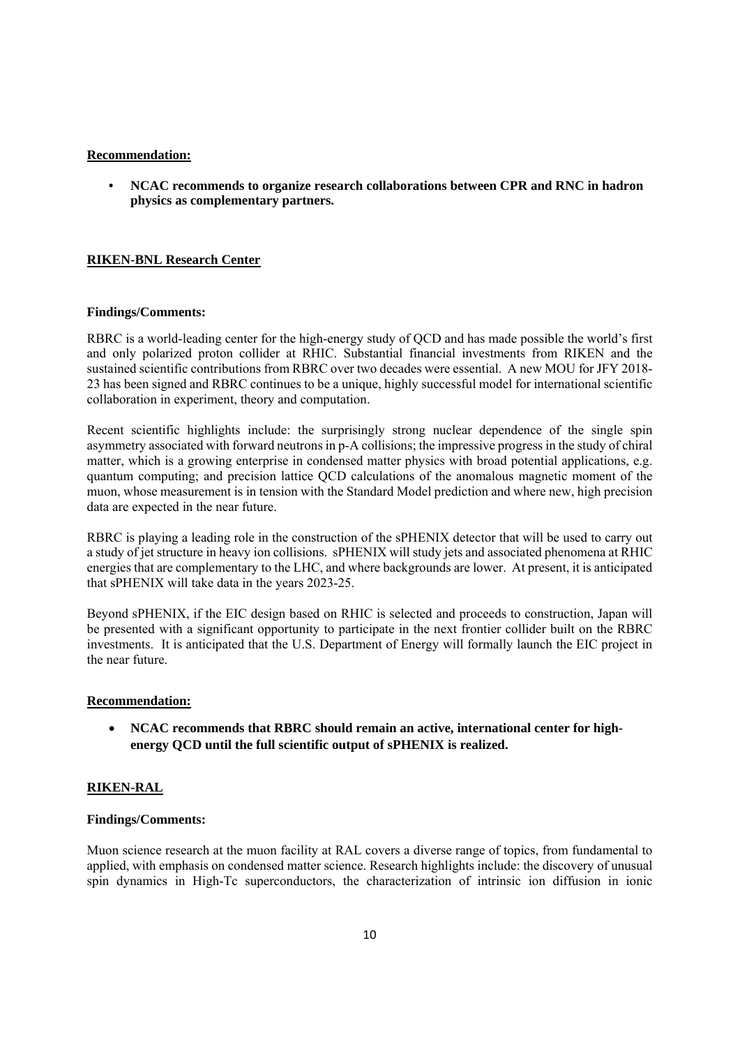**Recommendation:**

- **NCAC recommends to organize research collaborations between CPR and RNC in hadron physics as complementary partners.**

**RIKEN-BNL Research Center**

**Findings/Comments:**

RBRC is a world-leading center for the high-energy study of QCD and has made possible the world's first and only polarized proton collider at RHIC. Substantial financial investments from RIKEN and the sustained scientific contributions from RBRC over two decades were essential. A new MOU for JFY 2018-23 has been signed and RBRC continues to be a unique, highly successful model for international scientific collaboration in experiment, theory and computation.

Recent scientific highlights include: the surprisingly strong nuclear dependence of the single spin asymmetry associated with forward neutrons in p-A collisions; the impressive progress in the study of chiral matter, which is a growing enterprise in condensed matter physics with broad potential applications, e.g. quantum computing; and precision lattice QCD calculations of the anomalous magnetic moment of the muon, whose measurement is in tension with the Standard Model prediction and where new, high precision data are expected in the near future.

RBRC is playing a leading role in the construction of the sPHENIX detector that will be used to carry out a study of jet structure in heavy ion collisions. sPHENIX will study jets and associated phenomena at RHIC energies that are complementary to the LHC, and where backgrounds are lower. At present, it is anticipated that sPHENIX will take data in the years 2023-25.

Beyond sPHENIX, if the EIC design based on RHIC is selected and proceeds to construction, Japan will be presented with a significant opportunity to participate in the next frontier collider built on the RBRC investments. It is anticipated that the U.S. Department of Energy will formally launch the EIC project in the near future.

**Recommendation:**

- **NCAC recommends that RBRC should remain an active, international center for high-energy QCD until the full scientific output of sPHENIX is realized.**

**RIKEN-RAL**

**Findings/Comments:**

Muon science research at the muon facility at RAL covers a diverse range of topics, from fundamental to applied, with emphasis on condensed matter science. Research highlights include: the discovery of unusual spin dynamics in High-Tc superconductors, the characterization of intrinsic ion diffusion in ionic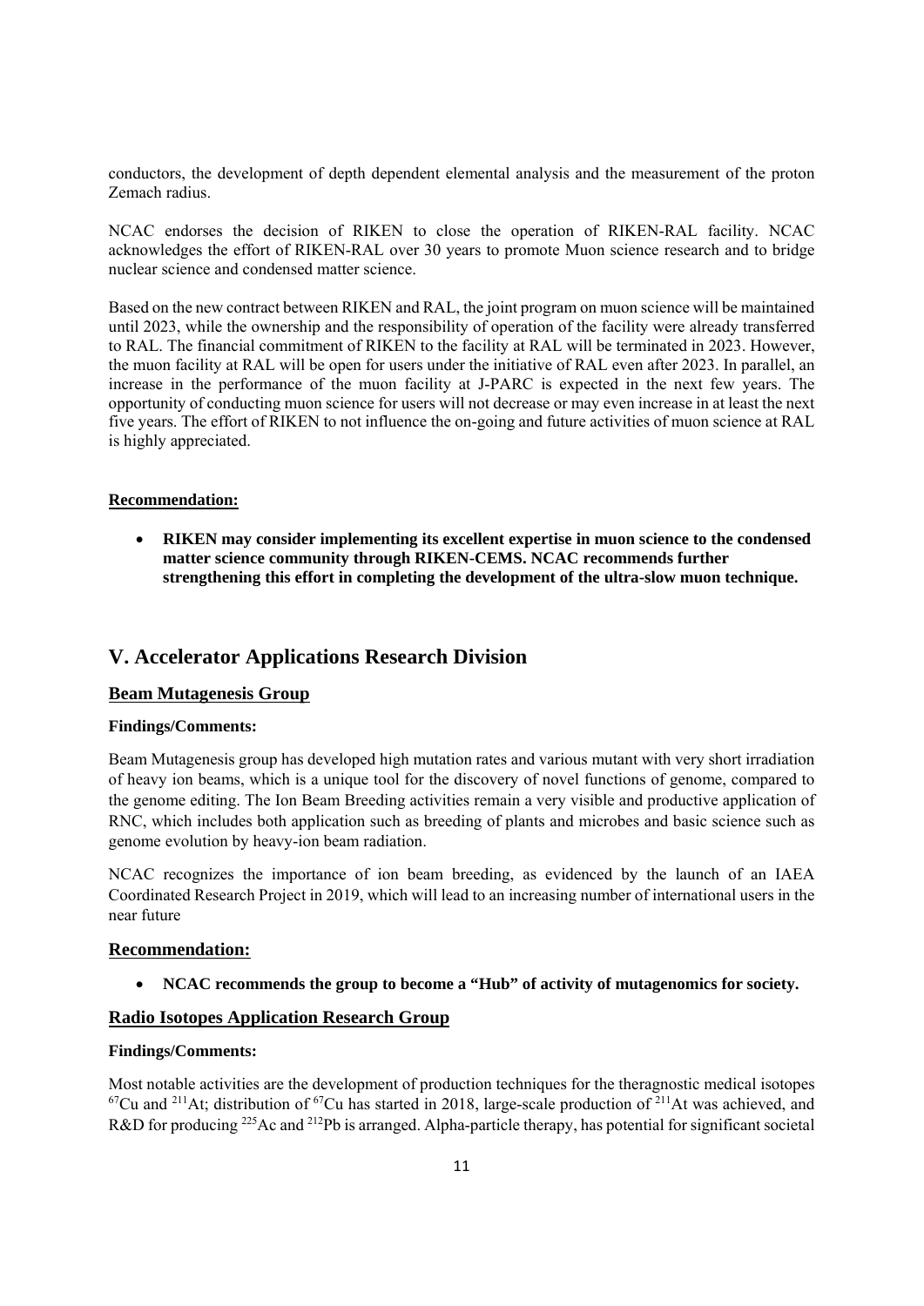conductors, the development of depth dependent elemental analysis and the measurement of the proton Zemach radius.

NCAC endorses the decision of RIKEN to close the operation of RIKEN-RAL facility. NCAC acknowledges the effort of RIKEN-RAL over 30 years to promote Muon science research and to bridge nuclear science and condensed matter science.

Based on the new contract between RIKEN and RAL, the joint program on muon science will be maintained until 2023, while the ownership and the responsibility of operation of the facility were already transferred to RAL. The financial commitment of RIKEN to the facility at RAL will be terminated in 2023. However, the muon facility at RAL will be open for users under the initiative of RAL even after 2023. In parallel, an increase in the performance of the muon facility at J-PARC is expected in the next few years. The opportunity of conducting muon science for users will not decrease or may even increase in at least the next five years. The effort of RIKEN to not influence the on-going and future activities of muon science at RAL is highly appreciated.

**Recommendation:**

- **RIKEN may consider implementing its excellent expertise in muon science to the condensed matter science community through RIKEN-CEMS. NCAC recommends further strengthening this effort in completing the development of the ultra-slow muon technique.**

## V. Accelerator Applications Research Division

### Beam Mutagenesis Group

**Findings/Comments:**

Beam Mutagenesis group has developed high mutation rates and various mutant with very short irradiation of heavy ion beams, which is a unique tool for the discovery of novel functions of genome, compared to the genome editing. The Ion Beam Breeding activities remain a very visible and productive application of RNC, which includes both application such as breeding of plants and microbes and basic science such as genome evolution by heavy-ion beam radiation.

NCAC recognizes the importance of ion beam breeding, as evidenced by the launch of an IAEA Coordinated Research Project in 2019, which will lead to an increasing number of international users in the near future

**Recommendation:**

- **NCAC recommends the group to become a "Hub" of activity of mutagenomics for society.**

### Radio Isotopes Application Research Group

**Findings/Comments:**

Most notable activities are the development of production techniques for the theragnostic medical isotopes $^{67}$Cu and $^{211}$At; distribution of $^{67}$Cu has started in 2018, large-scale production of $^{211}$At was achieved, and R&D for producing $^{225}$Ac and $^{212}$Pb is arranged. Alpha-particle therapy, has potential for significant societal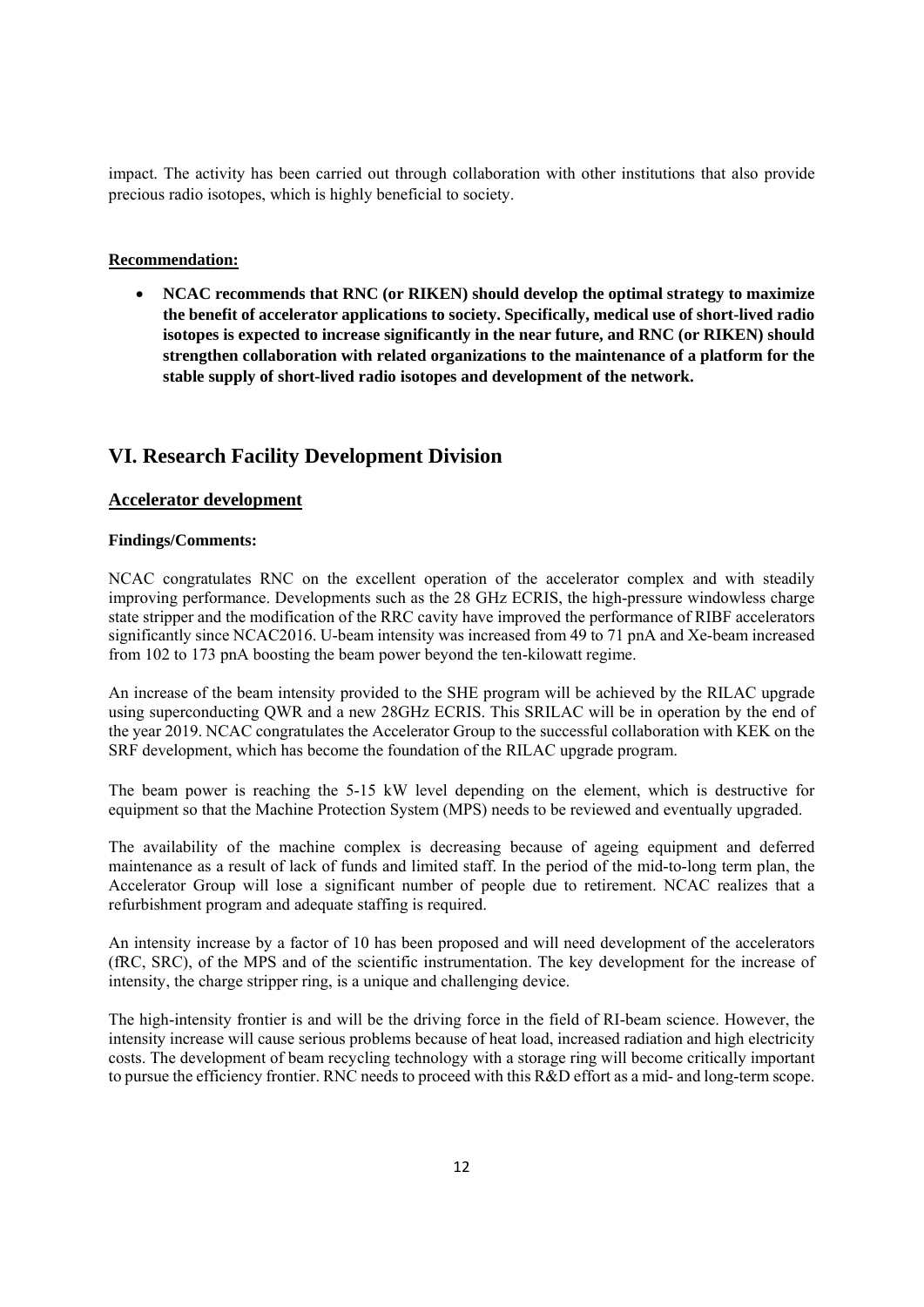impact. The activity has been carried out through collaboration with other institutions that also provide precious radio isotopes, which is highly beneficial to society.

**Recommendation:**

- **NCAC recommends that RNC (or RIKEN) should develop the optimal strategy to maximize the benefit of accelerator applications to society. Specifically, medical use of short-lived radio isotopes is expected to increase significantly in the near future, and RNC (or RIKEN) should strengthen collaboration with related organizations to the maintenance of a platform for the stable supply of short-lived radio isotopes and development of the network.**

## VI. Research Facility Development Division

### Accelerator development

**Findings/Comments:**

NCAC congratulates RNC on the excellent operation of the accelerator complex and with steadily improving performance. Developments such as the 28 GHz ECRIS, the high-pressure windowless charge state stripper and the modification of the RRC cavity have improved the performance of RIBF accelerators significantly since NCAC2016. U-beam intensity was increased from 49 to 71 pnA and Xe-beam increased from 102 to 173 pnA boosting the beam power beyond the ten-kilowatt regime.

An increase of the beam intensity provided to the SHE program will be achieved by the RILAC upgrade using superconducting QWR and a new 28GHz ECRIS. This SRILAC will be in operation by the end of the year 2019. NCAC congratulates the Accelerator Group to the successful collaboration with KEK on the SRF development, which has become the foundation of the RILAC upgrade program.

The beam power is reaching the 5-15 kW level depending on the element, which is destructive for equipment so that the Machine Protection System (MPS) needs to be reviewed and eventually upgraded.

The availability of the machine complex is decreasing because of ageing equipment and deferred maintenance as a result of lack of funds and limited staff. In the period of the mid-to-long term plan, the Accelerator Group will lose a significant number of people due to retirement. NCAC realizes that a refurbishment program and adequate staffing is required.

An intensity increase by a factor of 10 has been proposed and will need development of the accelerators (fRC, SRC), of the MPS and of the scientific instrumentation. The key development for the increase of intensity, the charge stripper ring, is a unique and challenging device.

The high-intensity frontier is and will be the driving force in the field of RI-beam science. However, the intensity increase will cause serious problems because of heat load, increased radiation and high electricity costs. The development of beam recycling technology with a storage ring will become critically important to pursue the efficiency frontier. RNC needs to proceed with this R&D effort as a mid- and long-term scope.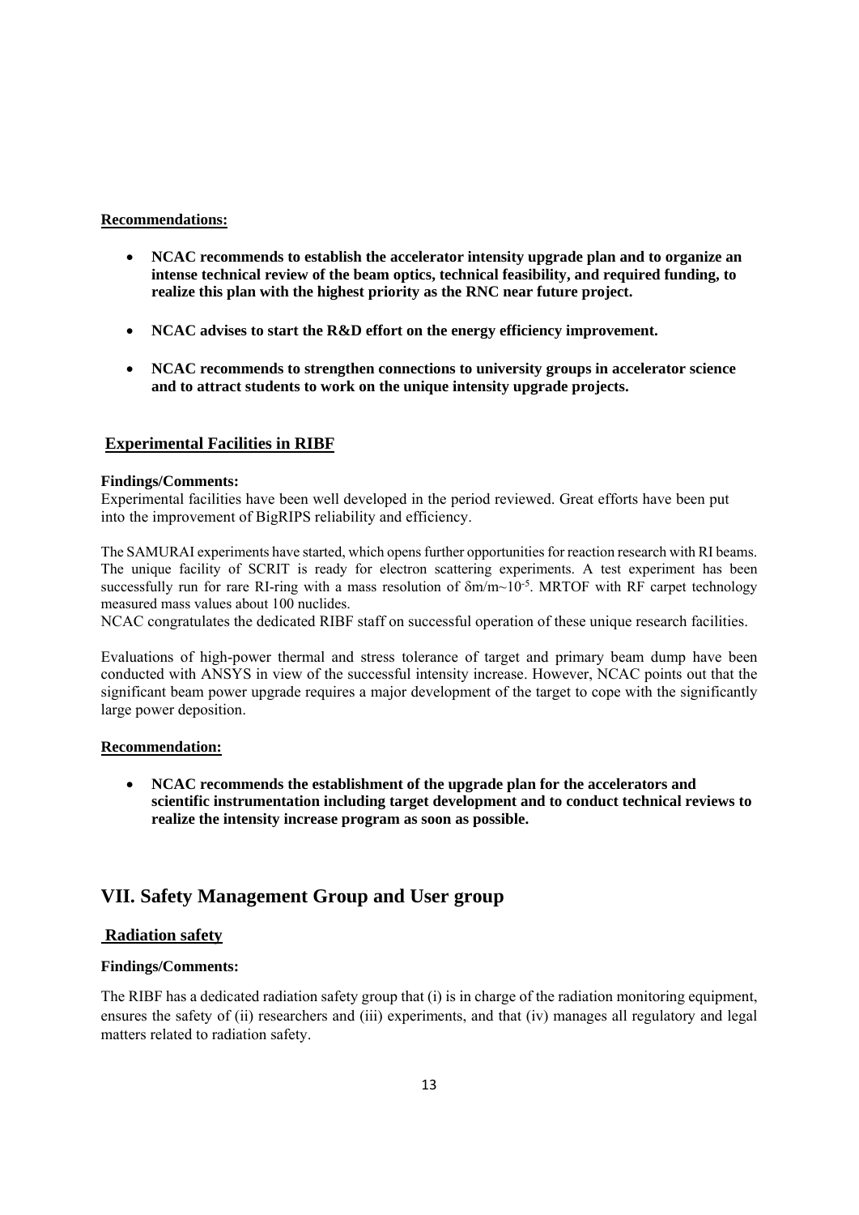**Recommendations:**

- **NCAC recommends to establish the accelerator intensity upgrade plan and to organize an intense technical review of the beam optics, technical feasibility, and required funding, to realize this plan with the highest priority as the RNC near future project.**

- **NCAC advises to start the R&D effort on the energy efficiency improvement.**

- **NCAC recommends to strengthen connections to university groups in accelerator science and to attract students to work on the unique intensity upgrade projects.**

## Experimental Facilities in RIBF

**Findings/Comments:**

Experimental facilities have been well developed in the period reviewed. Great efforts have been put into the improvement of BigRIPS reliability and efficiency.

The SAMURAI experiments have started, which opens further opportunities for reaction research with RI beams. The unique facility of SCRIT is ready for electron scattering experiments. A test experiment has been successfully run for rare RI-ring with a mass resolution of $\delta m/m \sim 10^{-5}$. MRTOF with RF carpet technology measured mass values about 100 nuclides.

NCAC congratulates the dedicated RIBF staff on successful operation of these unique research facilities.

Evaluations of high-power thermal and stress tolerance of target and primary beam dump have been conducted with ANSYS in view of the successful intensity increase. However, NCAC points out that the significant beam power upgrade requires a major development of the target to cope with the significantly large power deposition.

**Recommendation:**

- **NCAC recommends the establishment of the upgrade plan for the accelerators and scientific instrumentation including target development and to conduct technical reviews to realize the intensity increase program as soon as possible.**

# VII. Safety Management Group and User group

## Radiation safety

**Findings/Comments:**

The RIBF has a dedicated radiation safety group that (i) is in charge of the radiation monitoring equipment, ensures the safety of (ii) researchers and (iii) experiments, and that (iv) manages all regulatory and legal matters related to radiation safety.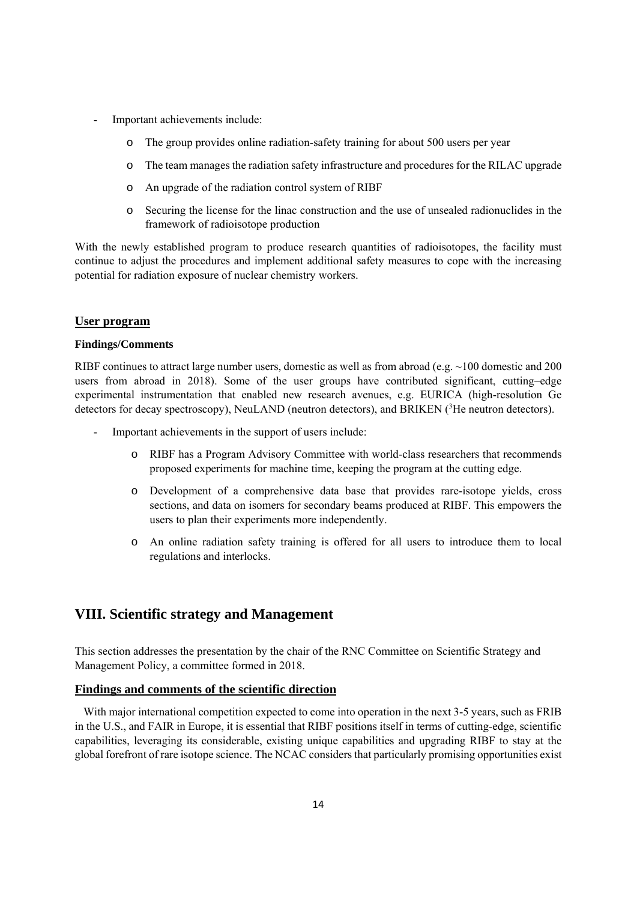- Important achievements include:
  - The group provides online radiation-safety training for about 500 users per year
  - The team manages the radiation safety infrastructure and procedures for the RILAC upgrade
  - An upgrade of the radiation control system of RIBF
  - Securing the license for the linac construction and the use of unsealed radionuclides in the framework of radioisotope production

With the newly established program to produce research quantities of radioisotopes, the facility must continue to adjust the procedures and implement additional safety measures to cope with the increasing potential for radiation exposure of nuclear chemistry workers.

### User program

#### Findings/Comments

RIBF continues to attract large number users, domestic as well as from abroad (e.g. ~100 domestic and 200 users from abroad in 2018). Some of the user groups have contributed significant, cutting–edge experimental instrumentation that enabled new research avenues, e.g. EURICA (high-resolution Ge detectors for decay spectroscopy), NeuLAND (neutron detectors), and BRIKEN ($^3$He neutron detectors).

- Important achievements in the support of users include:
  - RIBF has a Program Advisory Committee with world-class researchers that recommends proposed experiments for machine time, keeping the program at the cutting edge.
  - Development of a comprehensive data base that provides rare-isotope yields, cross sections, and data on isomers for secondary beams produced at RIBF. This empowers the users to plan their experiments more independently.
  - An online radiation safety training is offered for all users to introduce them to local regulations and interlocks.

## VIII. Scientific strategy and Management

This section addresses the presentation by the chair of the RNC Committee on Scientific Strategy and Management Policy, a committee formed in 2018.

### Findings and comments of the scientific direction

With major international competition expected to come into operation in the next 3-5 years, such as FRIB in the U.S., and FAIR in Europe, it is essential that RIBF positions itself in terms of cutting-edge, scientific capabilities, leveraging its considerable, existing unique capabilities and upgrading RIBF to stay at the global forefront of rare isotope science. The NCAC considers that particularly promising opportunities exist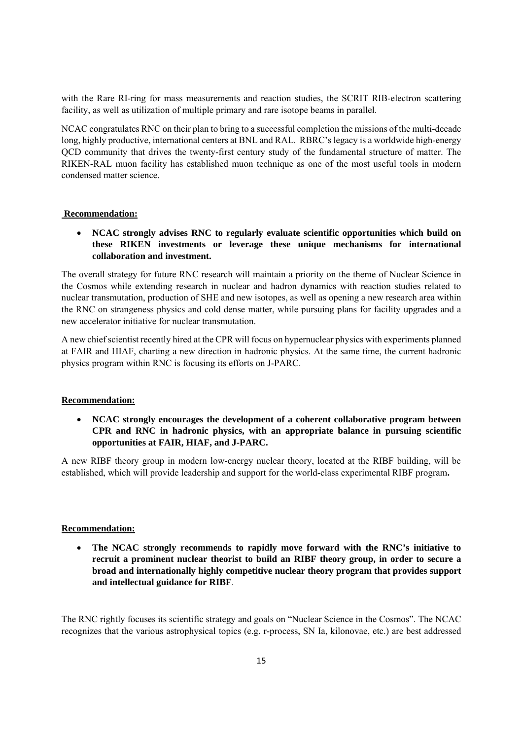with the Rare RI-ring for mass measurements and reaction studies, the SCRIT RIB-electron scattering facility, as well as utilization of multiple primary and rare isotope beams in parallel.

NCAC congratulates RNC on their plan to bring to a successful completion the missions of the multi-decade long, highly productive, international centers at BNL and RAL. RBRC's legacy is a worldwide high-energy QCD community that drives the twenty-first century study of the fundamental structure of matter. The RIKEN-RAL muon facility has established muon technique as one of the most useful tools in modern condensed matter science.

**Recommendation:**

- **NCAC strongly advises RNC to regularly evaluate scientific opportunities which build on these RIKEN investments or leverage these unique mechanisms for international collaboration and investment.**

The overall strategy for future RNC research will maintain a priority on the theme of Nuclear Science in the Cosmos while extending research in nuclear and hadron dynamics with reaction studies related to nuclear transmutation, production of SHE and new isotopes, as well as opening a new research area within the RNC on strangeness physics and cold dense matter, while pursuing plans for facility upgrades and a new accelerator initiative for nuclear transmutation.

A new chief scientist recently hired at the CPR will focus on hypernuclear physics with experiments planned at FAIR and HIAF, charting a new direction in hadronic physics. At the same time, the current hadronic physics program within RNC is focusing its efforts on J-PARC.

**Recommendation:**

- **NCAC strongly encourages the development of a coherent collaborative program between CPR and RNC in hadronic physics, with an appropriate balance in pursuing scientific opportunities at FAIR, HIAF, and J-PARC.**

A new RIBF theory group in modern low-energy nuclear theory, located at the RIBF building, will be established, which will provide leadership and support for the world-class experimental RIBF program**.**

**Recommendation:**

- **The NCAC strongly recommends to rapidly move forward with the RNC's initiative to recruit a prominent nuclear theorist to build an RIBF theory group, in order to secure a broad and internationally highly competitive nuclear theory program that provides support and intellectual guidance for RIBF**.

The RNC rightly focuses its scientific strategy and goals on "Nuclear Science in the Cosmos". The NCAC recognizes that the various astrophysical topics (e.g. r-process, SN Ia, kilonovae, etc.) are best addressed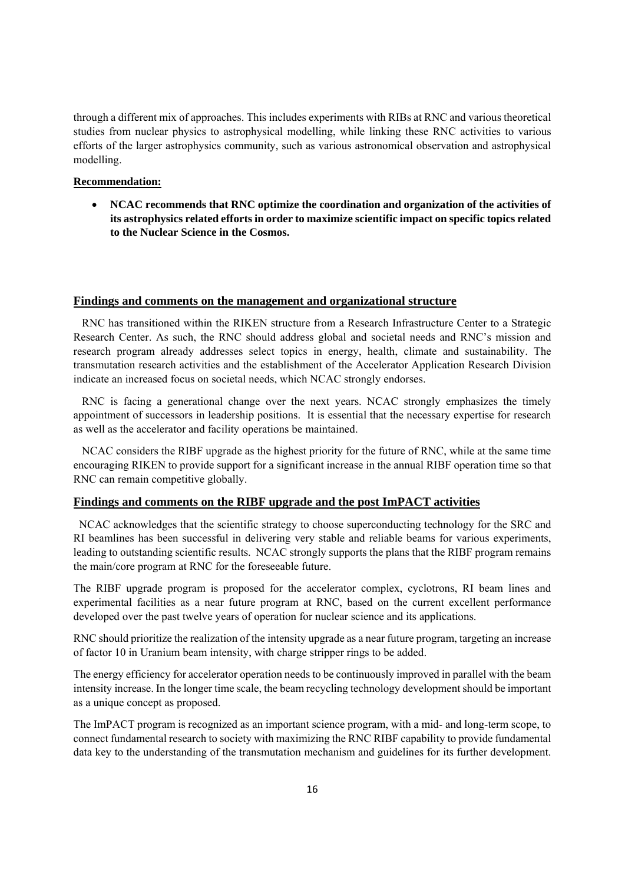through a different mix of approaches. This includes experiments with RIBs at RNC and various theoretical studies from nuclear physics to astrophysical modelling, while linking these RNC activities to various efforts of the larger astrophysics community, such as various astronomical observation and astrophysical modelling.

**Recommendation:**

- **NCAC recommends that RNC optimize the coordination and organization of the activities of its astrophysics related efforts in order to maximize scientific impact on specific topics related to the Nuclear Science in the Cosmos.**

## Findings and comments on the management and organizational structure

RNC has transitioned within the RIKEN structure from a Research Infrastructure Center to a Strategic Research Center. As such, the RNC should address global and societal needs and RNC's mission and research program already addresses select topics in energy, health, climate and sustainability. The transmutation research activities and the establishment of the Accelerator Application Research Division indicate an increased focus on societal needs, which NCAC strongly endorses.

RNC is facing a generational change over the next years. NCAC strongly emphasizes the timely appointment of successors in leadership positions. It is essential that the necessary expertise for research as well as the accelerator and facility operations be maintained.

NCAC considers the RIBF upgrade as the highest priority for the future of RNC, while at the same time encouraging RIKEN to provide support for a significant increase in the annual RIBF operation time so that RNC can remain competitive globally.

## Findings and comments on the RIBF upgrade and the post ImPACT activities

NCAC acknowledges that the scientific strategy to choose superconducting technology for the SRC and RI beamlines has been successful in delivering very stable and reliable beams for various experiments, leading to outstanding scientific results. NCAC strongly supports the plans that the RIBF program remains the main/core program at RNC for the foreseeable future.

The RIBF upgrade program is proposed for the accelerator complex, cyclotrons, RI beam lines and experimental facilities as a near future program at RNC, based on the current excellent performance developed over the past twelve years of operation for nuclear science and its applications.

RNC should prioritize the realization of the intensity upgrade as a near future program, targeting an increase of factor 10 in Uranium beam intensity, with charge stripper rings to be added.

The energy efficiency for accelerator operation needs to be continuously improved in parallel with the beam intensity increase. In the longer time scale, the beam recycling technology development should be important as a unique concept as proposed.

The ImPACT program is recognized as an important science program, with a mid- and long-term scope, to connect fundamental research to society with maximizing the RNC RIBF capability to provide fundamental data key to the understanding of the transmutation mechanism and guidelines for its further development.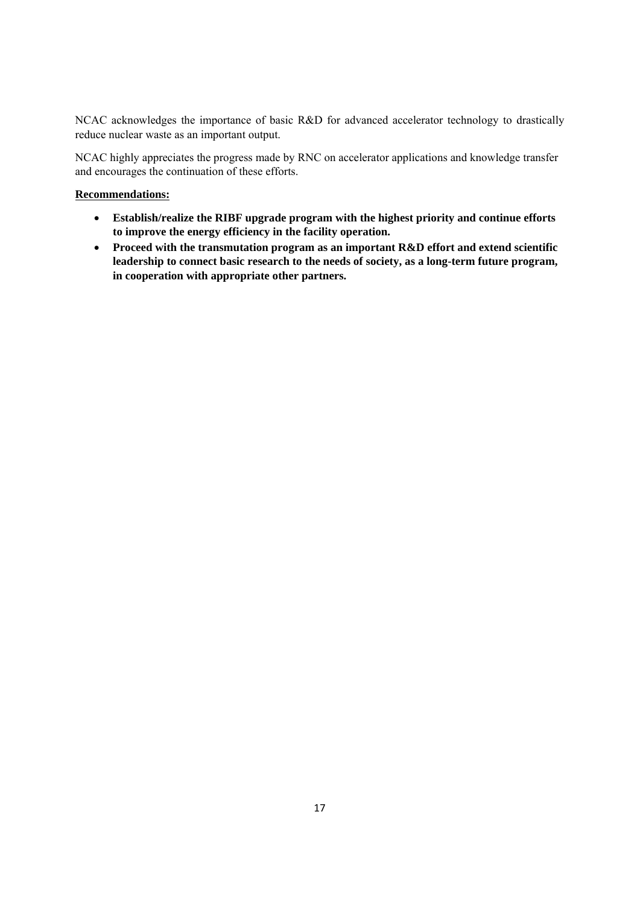NCAC acknowledges the importance of basic R&D for advanced accelerator technology to drastically reduce nuclear waste as an important output.

NCAC highly appreciates the progress made by RNC on accelerator applications and knowledge transfer and encourages the continuation of these efforts.

**Recommendations:**

- **Establish/realize the RIBF upgrade program with the highest priority and continue efforts to improve the energy efficiency in the facility operation.**
- **Proceed with the transmutation program as an important R&D effort and extend scientific leadership to connect basic research to the needs of society, as a long-term future program, in cooperation with appropriate other partners.**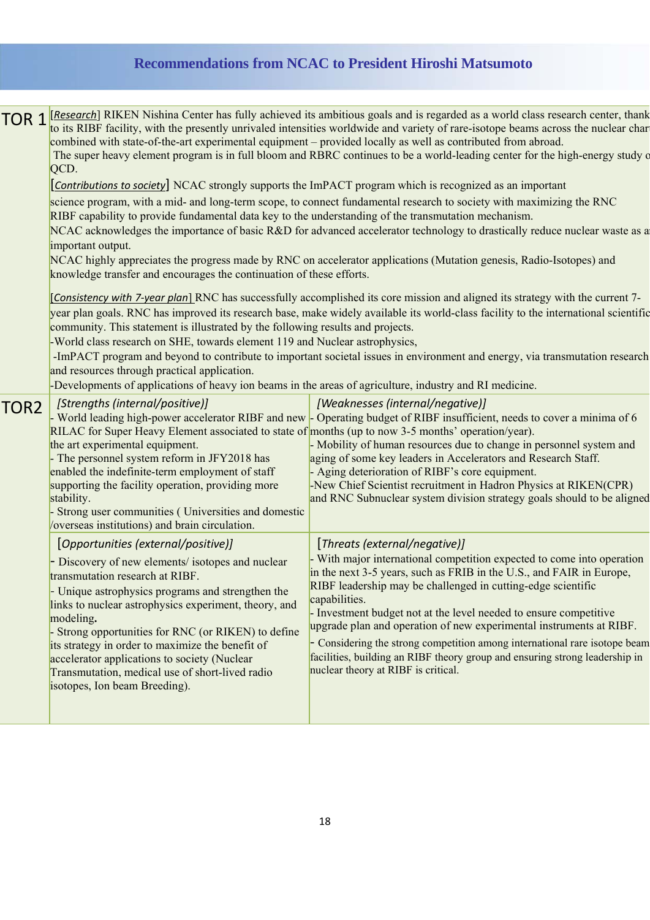# Recommendations from NCAC to President Hiroshi Matsumoto

**TOR 1**

[*Research*] RIKEN Nishina Center has fully achieved its ambitious goals and is regarded as a world class research center, thank to its RIBF facility, with the presently unrivaled intensities worldwide and variety of rare-isotope beams across the nuclear char combined with state-of-the-art experimental equipment – provided locally as well as contributed from abroad.
The super heavy element program is in full bloom and RBRC continues to be a world-leading center for the high-energy study o QCD.

[*Contributions to society*] NCAC strongly supports the ImPACT program which is recognized as an important science program, with a mid- and long-term scope, to connect fundamental research to society with maximizing the RNC RIBF capability to provide fundamental data key to the understanding of the transmutation mechanism.
NCAC acknowledges the importance of basic R&D for advanced accelerator technology to drastically reduce nuclear waste as a important output.
NCAC highly appreciates the progress made by RNC on accelerator applications (Mutation genesis, Radio-Isotopes) and knowledge transfer and encourages the continuation of these efforts.

[*Consistency with 7-year plan*] RNC has successfully accomplished its core mission and aligned its strategy with the current 7-year plan goals. RNC has improved its research base, make widely available its world-class facility to the international scientific community. This statement is illustrated by the following results and projects.

- World class research on SHE, towards element 119 and Nuclear astrophysics,
- ImPACT program and beyond to contribute to important societal issues in environment and energy, via transmutation research and resources through practical application.
- Developments of applications of heavy ion beams in the areas of agriculture, industry and RI medicine.

**TOR2**

| [*Strengths (internal/positive)*] | [*Weaknesses (internal/negative)*] |
|---|---|
| - World leading high-power accelerator RIBF and new RILAC for Super Heavy Element associated to state of the art experimental equipment.<br>- The personnel system reform in JFY2018 has enabled the indefinite-term employment of staff supporting the facility operation, providing more stability.<br>- Strong user communities ( Universities and domestic /overseas institutions) and brain circulation. | - Operating budget of RIBF insufficient, needs to cover a minima of 6 months (up to now 3-5 months' operation/year).<br>- Mobility of human resources due to change in personnel system and aging of some key leaders in Accelerators and Research Staff.<br>- Aging deterioration of RIBF's core equipment.<br>-New Chief Scientist recruitment in Hadron Physics at RIKEN(CPR) and RNC Subnuclear system division strategy goals should to be aligned |
| [*Opportunities (external/positive)*] | [*Threats (external/negative)*] |
| - Discovery of new elements/ isotopes and nuclear transmutation research at RIBF.<br>- Unique astrophysics programs and strengthen the links to nuclear astrophysics experiment, theory, and modeling**.**<br>- Strong opportunities for RNC (or RIKEN) to define its strategy in order to maximize the benefit of accelerator applications to society (Nuclear Transmutation, medical use of short-lived radio isotopes, Ion beam Breeding). | - With major international competition expected to come into operation in the next 3-5 years, such as FRIB in the U.S., and FAIR in Europe, RIBF leadership may be challenged in cutting-edge scientific capabilities.<br>- Investment budget not at the level needed to ensure competitive upgrade plan and operation of new experimental instruments at RIBF.<br>- Considering the strong competition among international rare isotope beam facilities, building an RIBF theory group and ensuring strong leadership in nuclear theory at RIBF is critical. |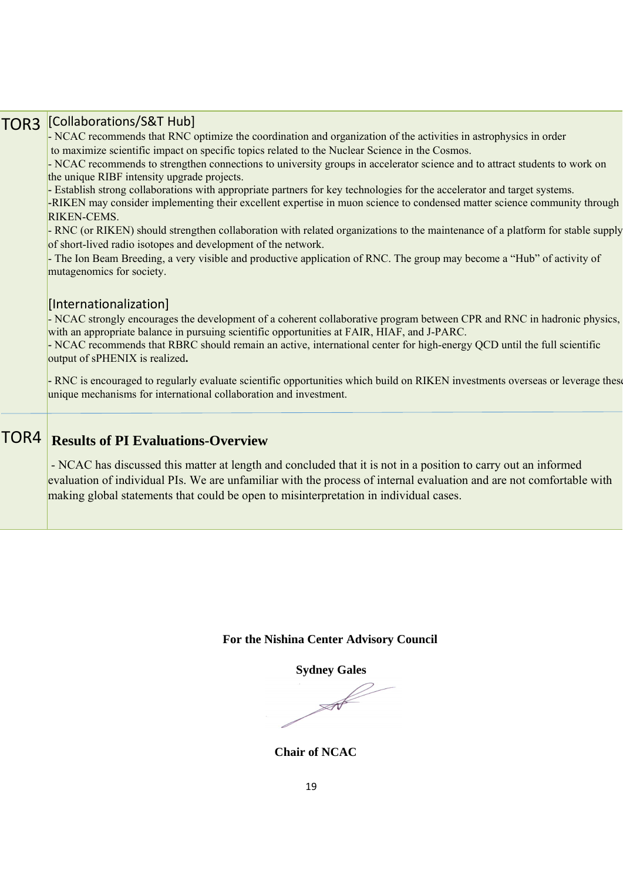| | |
|---|---|
| TOR3 | [Collaborations/S&T Hub]<br>- NCAC recommends that RNC optimize the coordination and organization of the activities in astrophysics in order to maximize scientific impact on specific topics related to the Nuclear Science in the Cosmos.<br>- NCAC recommends to strengthen connections to university groups in accelerator science and to attract students to work on the unique RIBF intensity upgrade projects.<br>- Establish strong collaborations with appropriate partners for key technologies for the accelerator and target systems.<br>-RIKEN may consider implementing their excellent expertise in muon science to condensed matter science community through RIKEN-CEMS.<br>- RNC (or RIKEN) should strengthen collaboration with related organizations to the maintenance of a platform for stable supply of short-lived radio isotopes and development of the network.<br>- The Ion Beam Breeding, a very visible and productive application of RNC. The group may become a “Hub” of activity of mutagenomics for society.<br><br>[Internationalization]<br>- NCAC strongly encourages the development of a coherent collaborative program between CPR and RNC in hadronic physics, with an appropriate balance in pursuing scientific opportunities at FAIR, HIAF, and J-PARC.<br>- NCAC recommends that RBRC should remain an active, international center for high-energy QCD until the full scientific output of sPHENIX is realized**.**<br><br>- RNC is encouraged to regularly evaluate scientific opportunities which build on RIKEN investments overseas or leverage these unique mechanisms for international collaboration and investment. |
| TOR4 | **Results of PI Evaluations-Overview**<br><br>- NCAC has discussed this matter at length and concluded that it is not in a position to carry out an informed evaluation of individual PIs. We are unfamiliar with the process of internal evaluation and are not comfortable with making global statements that could be open to misinterpretation in individual cases. |

**For the Nishina Center Advisory Council**

**Sydney Gales**

**Chair of NCAC**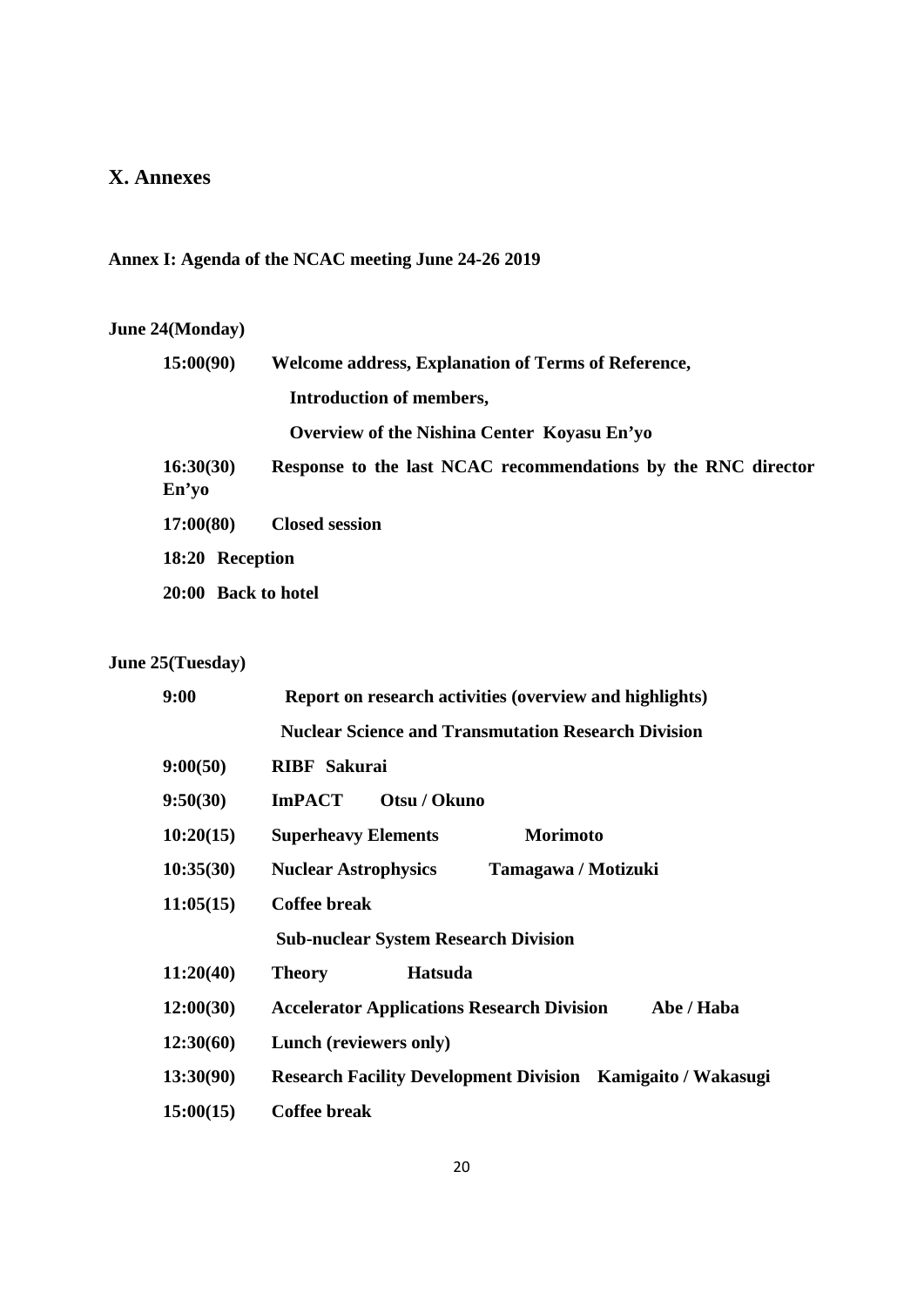## X. Annexes

### Annex I: Agenda of the NCAC meeting June 24-26 2019

**June 24(Monday)**

**15:00(90)** **Welcome address, Explanation of Terms of Reference,**
**Introduction of members,**
**Overview of the Nishina Center Koyasu En'yo**

**16:30(30)** **Response to the last NCAC recommendations by the RNC director En'yo**

**17:00(80)** **Closed session**

**18:20 Reception**

**20:00 Back to hotel**

**June 25(Tuesday)**

**9:00** **Report on research activities (overview and highlights)**

**Nuclear Science and Transmutation Research Division**

**9:00(50)** **RIBF Sakurai**

**9:50(30)** **ImPACT Otsu / Okuno**

**10:20(15)** **Superheavy Elements Morimoto**

**10:35(30)** **Nuclear Astrophysics Tamagawa / Motizuki**

**11:05(15)** **Coffee break**

**Sub-nuclear System Research Division**

**11:20(40)** **Theory Hatsuda**

**12:00(30)** **Accelerator Applications Research Division Abe / Haba**

**12:30(60)** **Lunch (reviewers only)**

**13:30(90)** **Research Facility Development Division Kamigaito / Wakasugi**

**15:00(15)** **Coffee break**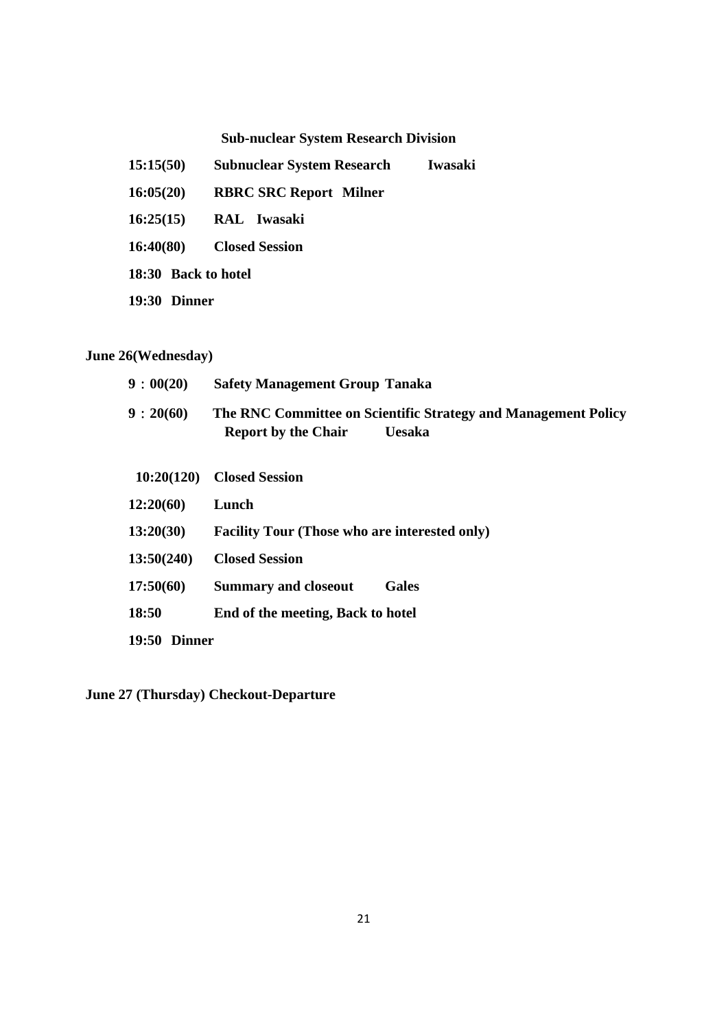**Sub-nuclear System Research Division**

**15:15(50) Subnuclear System Research Iwasaki**

**16:05(20) RBRC SRC Report Milner**

**16:25(15) RAL Iwasaki**

**16:40(80) Closed Session**

**18:30 Back to hotel**

**19:30 Dinner**

**June 26(Wednesday)**

**9：00(20) Safety Management Group Tanaka**

**9：20(60) The RNC Committee on Scientific Strategy and Management Policy Report by the Chair Uesaka**

**10:20(120) Closed Session**

**12:20(60) Lunch**

**13:20(30) Facility Tour (Those who are interested only)**

**13:50(240) Closed Session**

**17:50(60) Summary and closeout Gales**

**18:50 End of the meeting, Back to hotel**

**19:50 Dinner**

**June 27 (Thursday) Checkout-Departure**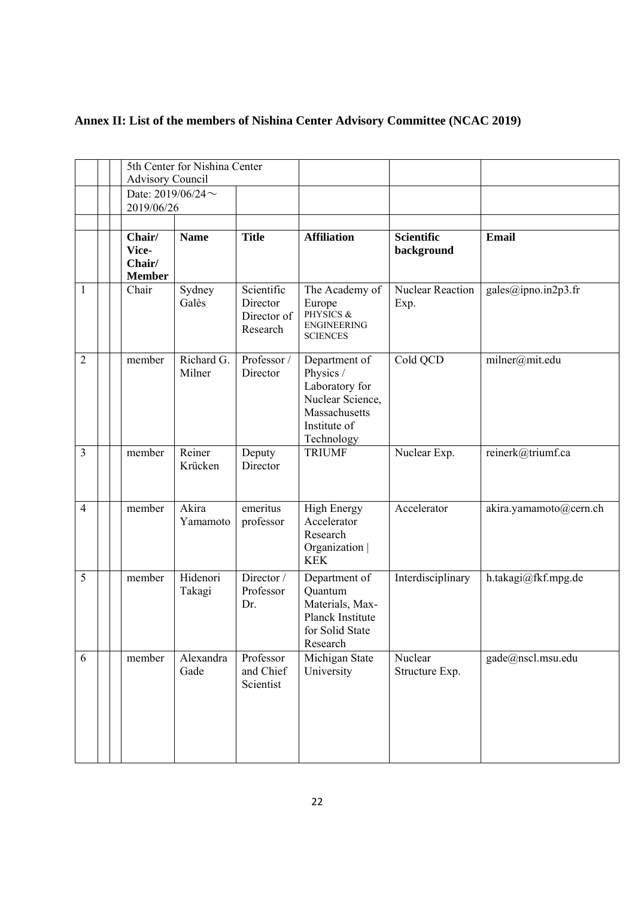**Annex II: List of the members of Nishina Center Advisory Committee (NCAC 2019)**

| | | | | | | | |
|---|---|---|---|---|---|---|---|
| | | 5th Center for Nishina Center Advisory Council | | | | | |
| | | Date: 2019/06/24～ 2019/06/26 | | | | | |
| | | | | | | | |
| | | **Chair/ Vice-Chair/ Member** | **Name** | **Title** | **Affiliation** | **Scientific background** | **Email** |
| 1 | | Chair | Sydney Galès | Scientific Director Director of Research | The Academy of Europe PHYSICS & ENGINEERING SCIENCES | Nuclear Reaction Exp. | gales@ipno.in2p3.fr |
| 2 | | member | Richard G. Milner | Professor / Director | Department of Physics / Laboratory for Nuclear Science, Massachusetts Institute of Technology | Cold QCD | milner@mit.edu |
| 3 | | member | Reiner Krücken | Deputy Director | TRIUMF | Nuclear Exp. | reinerk@triumf.ca |
| 4 | | member | Akira Yamamoto | emeritus professor | High Energy Accelerator Research Organization \| KEK | Accelerator | akira.yamamoto@cern.ch |
| 5 | | member | Hidenori Takagi | Director / Professor Dr. | Department of Quantum Materials, Max-Planck Institute for Solid State Research | Interdisciplinary | h.takagi@fkf.mpg.de |
| 6 | | member | Alexandra Gade | Professor and Chief Scientist | Michigan State University | Nuclear Structure Exp. | gade@nscl.msu.edu |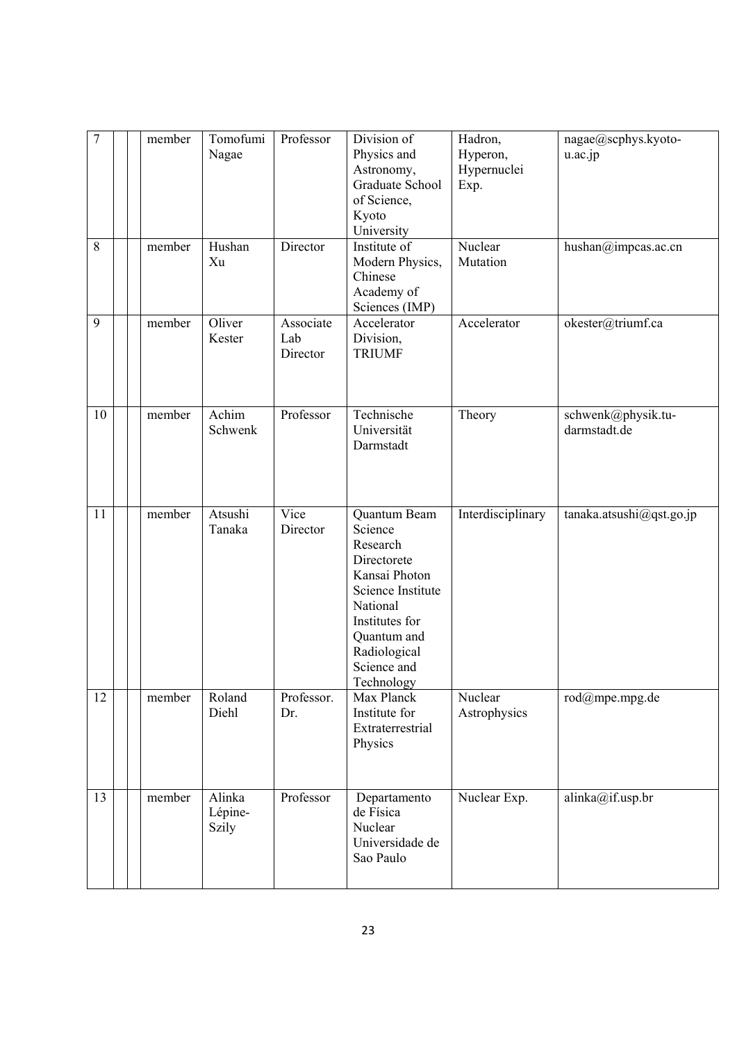| 7 | | | member | Tomofumi Nagae | Professor | Division of Physics and Astronomy, Graduate School of Science, Kyoto University | Hadron, Hyperon, Hypernuclei Exp. | nagae@scphys.kyoto-u.ac.jp |
|---|---|---|---|---|---|---|---|---|
| 8 | | | member | Hushan Xu | Director | Institute of Modern Physics, Chinese Academy of Sciences (IMP) | Nuclear Mutation | hushan@impcas.ac.cn |
| 9 | | | member | Oliver Kester | Associate Lab Director | Accelerator Division, TRIUMF | Accelerator | okester@triumf.ca |
| 10 | | | member | Achim Schwenk | Professor | Technische Universität Darmstadt | Theory | schwenk@physik.tu-darmstadt.de |
| 11 | | | member | Atsushi Tanaka | Vice Director | Quantum Beam Science Research Directorete Kansai Photon Science Institute National Institutes for Quantum and Radiological Science and Technology | Interdisciplinary | tanaka.atsushi@qst.go.jp |
| 12 | | | member | Roland Diehl | Professor. Dr. | Max Planck Institute for Extraterrestrial Physics | Nuclear Astrophysics | rod@mpe.mpg.de |
| 13 | | | member | Alinka Lépine-Szily | Professor | Departamento de Fisica Nuclear Universidade de Sao Paulo | Nuclear Exp. | alinka@if.usp.br |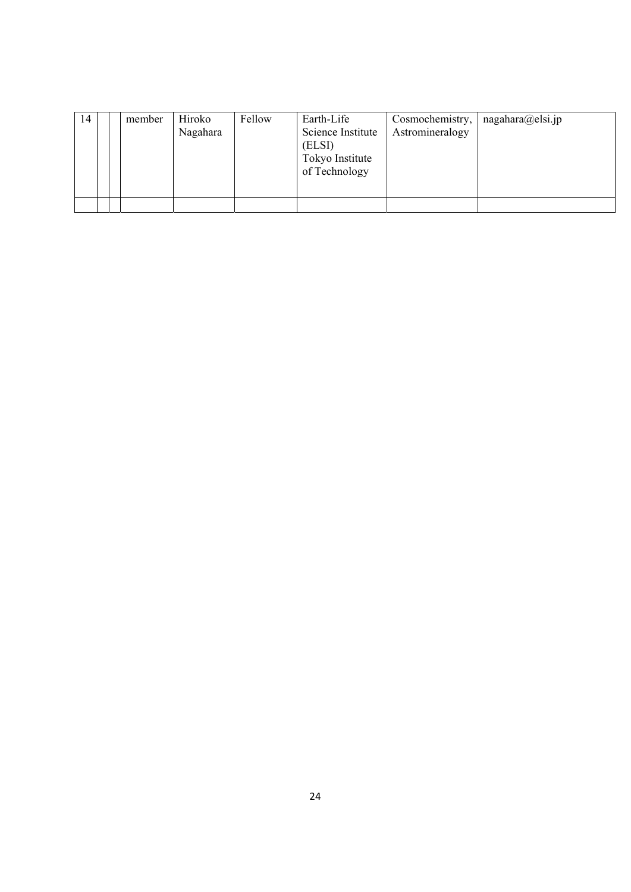| | | | | | | | | |
|---|---|---|---|---|---|---|---|---|
| 14 | | | member | Hiroko Nagahara | Fellow | Earth-Life Science Institute (ELSI) Tokyo Institute of Technology | Cosmochemistry, Astromineralogy | nagahara@elsi.jp |
| | | | | | | | | |